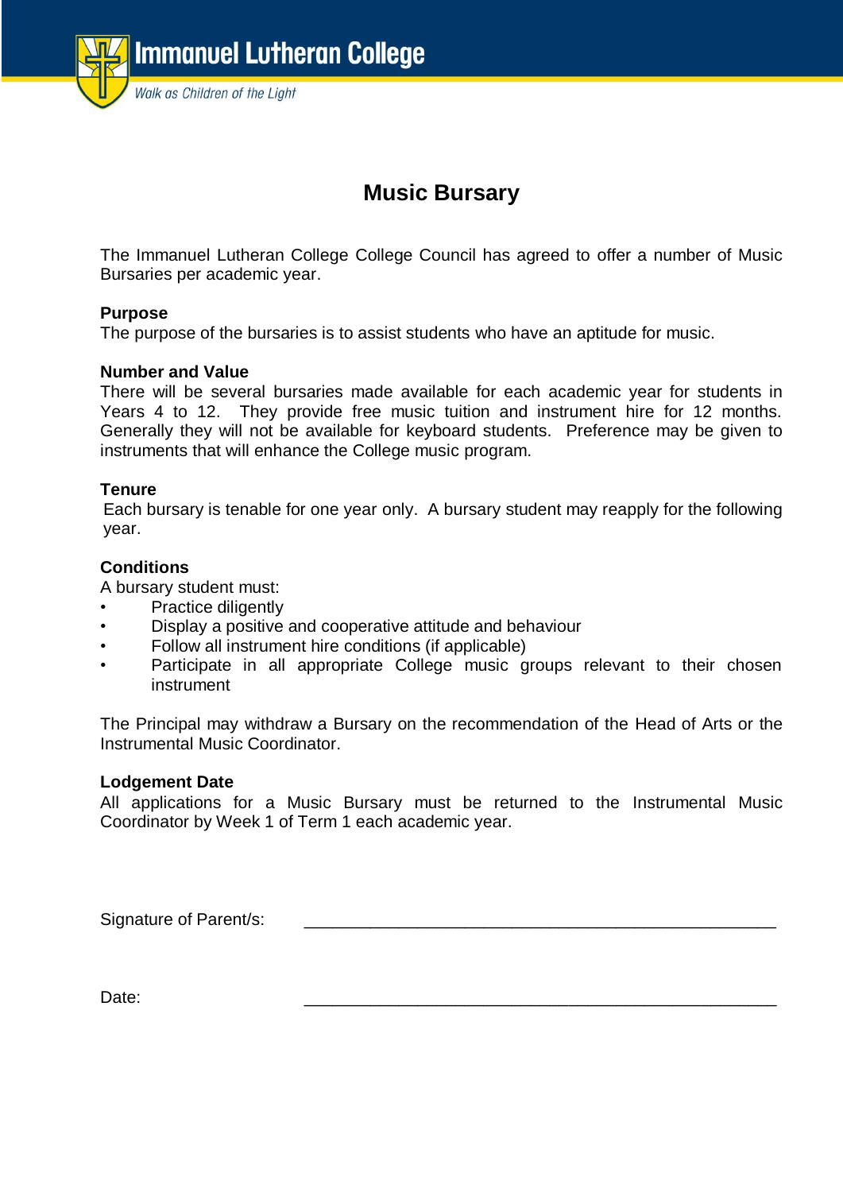Immanuel Lutheran College

*Walk as Children of the Light*

# Music Bursary

The Immanuel Lutheran College College Council has agreed to offer a number of Music Bursaries per academic year.

**Purpose**

The purpose of the bursaries is to assist students who have an aptitude for music.

**Number and Value**

There will be several bursaries made available for each academic year for students in Years 4 to 12. They provide free music tuition and instrument hire for 12 months. Generally they will not be available for keyboard students. Preference may be given to instruments that will enhance the College music program.

**Tenure**

Each bursary is tenable for one year only. A bursary student may reapply for the following year.

**Conditions**

A bursary student must:

- Practice diligently
- Display a positive and cooperative attitude and behaviour
- Follow all instrument hire conditions (if applicable)
- Participate in all appropriate College music groups relevant to their chosen instrument

The Principal may withdraw a Bursary on the recommendation of the Head of Arts or the Instrumental Music Coordinator.

**Lodgement Date**

All applications for a Music Bursary must be returned to the Instrumental Music Coordinator by Week 1 of Term 1 each academic year.

Signature of Parent/s: ______________________________________________

Date: ______________________________________________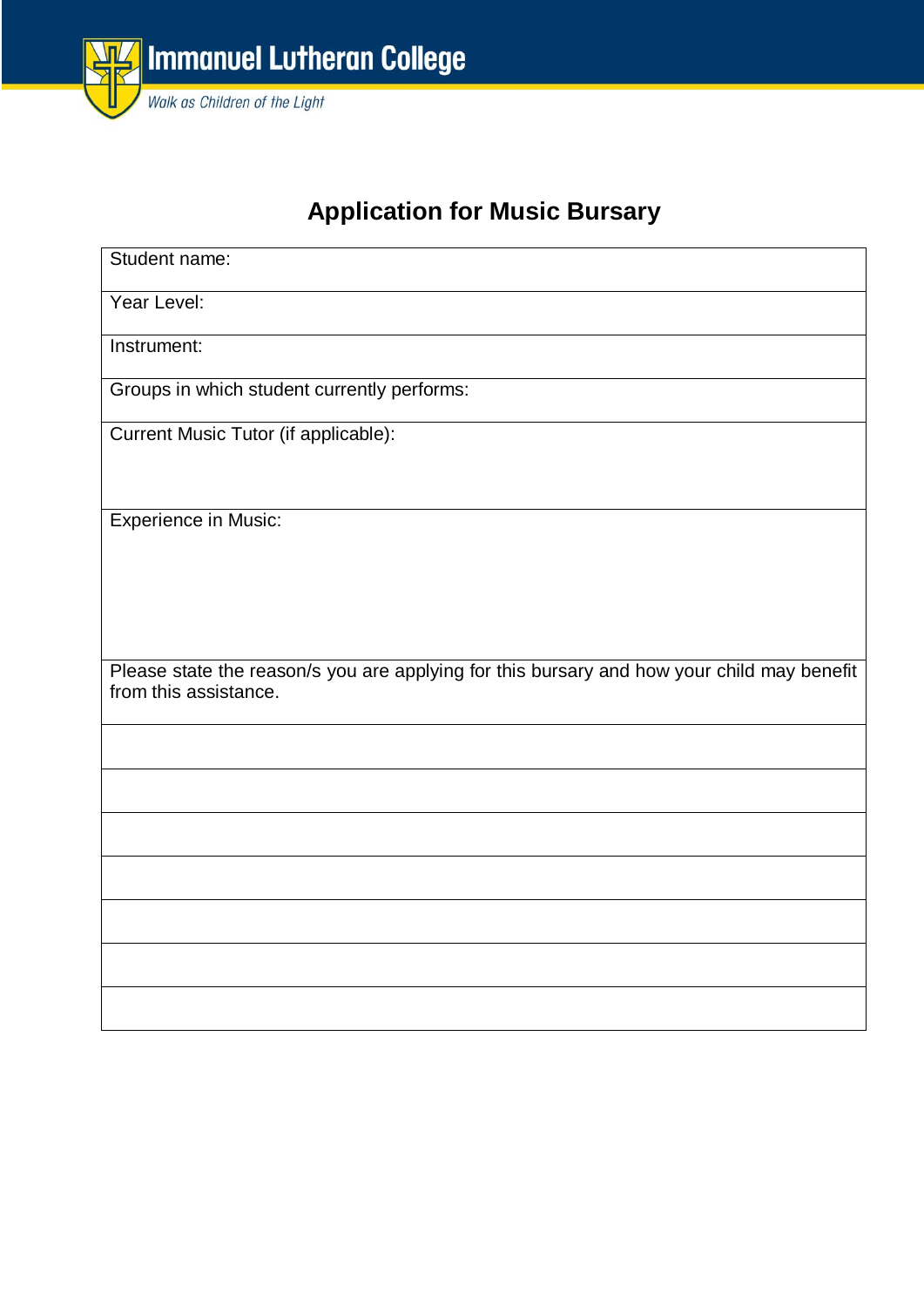# Application for Music Bursary

| |
|---|
| Student name: |
| Year Level: |
| Instrument: |
| Groups in which student currently performs: |
| Current Music Tutor (if applicable): |
| Experience in Music: |
| Please state the reason/s you are applying for this bursary and how your child may benefit from this assistance. |
| |
| |
| |
| |
| |
| |
| |